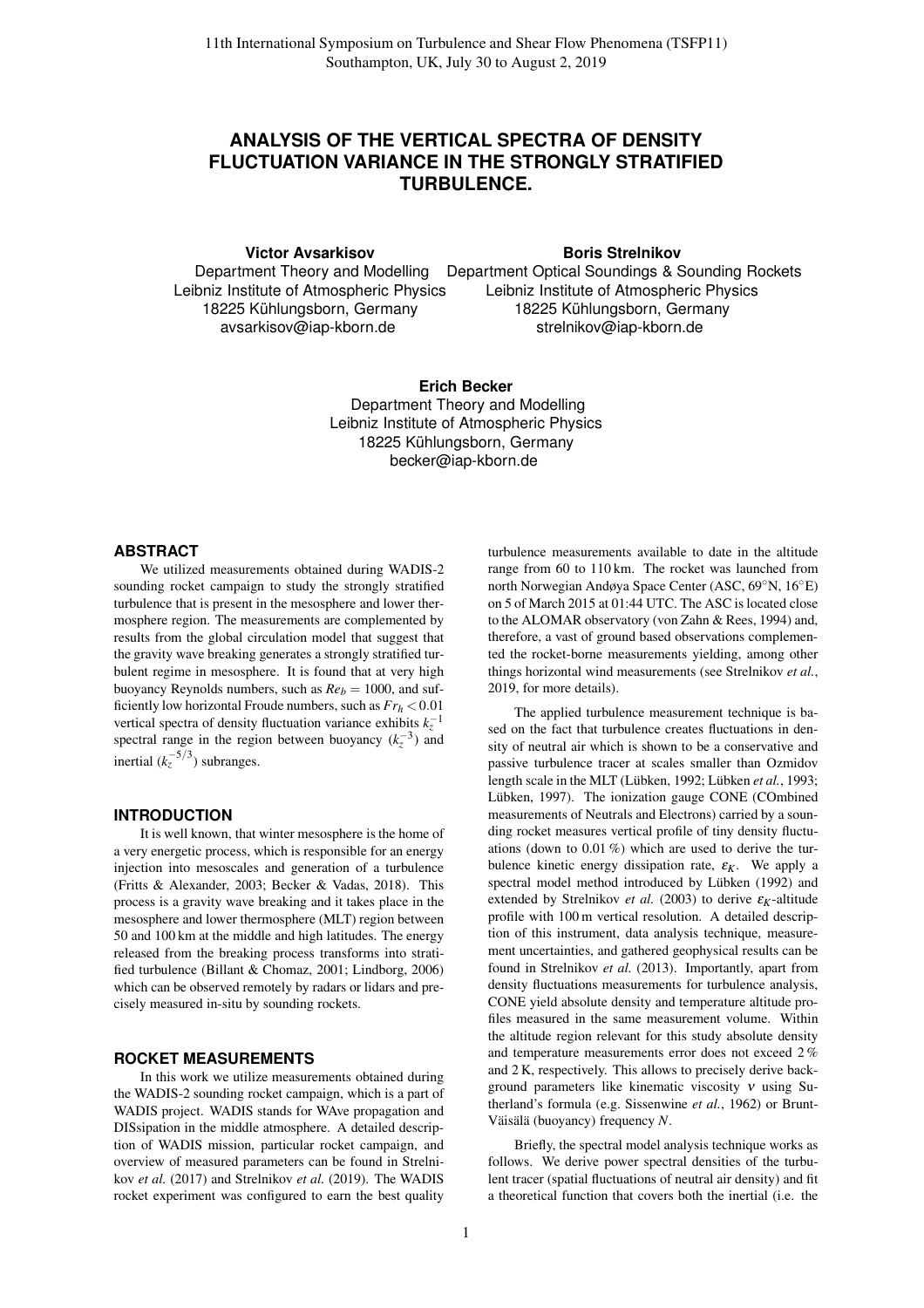# ANALYSIS OF THE VERTICAL SPECTRA OF DENSITY FLUCTUATION VARIANCE IN THE STRONGLY STRATIFIED TURBULENCE.

**Victor Avsarkisov**
Department Theory and Modelling
Leibniz Institute of Atmospheric Physics
18225 Kühlungsborn, Germany
avsarkisov@iap-kborn.de

**Boris Strelnikov**
Department Optical Soundings & Sounding Rockets
Leibniz Institute of Atmospheric Physics
18225 Kühlungsborn, Germany
strelnikov@iap-kborn.de

**Erich Becker**
Department Theory and Modelling
Leibniz Institute of Atmospheric Physics
18225 Kühlungsborn, Germany
becker@iap-kborn.de

## ABSTRACT

We utilized measurements obtained during WADIS-2 sounding rocket campaign to study the strongly stratified turbulence that is present in the mesosphere and lower thermosphere region. The measurements are complemented by results from the global circulation model that suggest that the gravity wave breaking generates a strongly stratified turbulent regime in mesosphere. It is found that at very high buoyancy Reynolds numbers, such as $Re_b = 1000$, and sufficiently low horizontal Froude numbers, such as $Fr_h < 0.01$ vertical spectra of density fluctuation variance exhibits $k_z^{-1}$ spectral range in the region between buoyancy ($k_z^{-3}$) and inertial ($k_z^{-5/3}$) subranges.

## INTRODUCTION

It is well known, that winter mesosphere is the home of a very energetic process, which is responsible for an energy injection into mesoscales and generation of a turbulence (Fritts & Alexander, 2003; Becker & Vadas, 2018). This process is a gravity wave breaking and it takes place in the mesosphere and lower thermosphere (MLT) region between 50 and 100 km at the middle and high latitudes. The energy released from the breaking process transforms into stratified turbulence (Billant & Chomaz, 2001; Lindborg, 2006) which can be observed remotely by radars or lidars and precisely measured in-situ by sounding rockets.

## ROCKET MEASUREMENTS

In this work we utilize measurements obtained during the WADIS-2 sounding rocket campaign, which is a part of WADIS project. WADIS stands for WAve propagation and DISsipation in the middle atmosphere. A detailed description of WADIS mission, particular rocket campaign, and overview of measured parameters can be found in Strelnikov *et al.* (2017) and Strelnikov *et al.* (2019). The WADIS rocket experiment was configured to earn the best quality turbulence measurements available to date in the altitude range from 60 to 110 km. The rocket was launched from north Norwegian Andøya Space Center (ASC, 69°N, 16°E) on 5 of March 2015 at 01:44 UTC. The ASC is located close to the ALOMAR observatory (von Zahn & Rees, 1994) and, therefore, a vast of ground based observations complemented the rocket-borne measurements yielding, among other things horizontal wind measurements (see Strelnikov *et al.*, 2019, for more details).

The applied turbulence measurement technique is based on the fact that turbulence creates fluctuations in density of neutral air which is shown to be a conservative and passive turbulence tracer at scales smaller than Ozmidov length scale in the MLT (Lübken, 1992; Lübken *et al.*, 1993; Lübken, 1997). The ionization gauge CONE (COmbined measurements of Neutrals and Electrons) carried by a sounding rocket measures vertical profile of tiny density fluctuations (down to 0.01 %) which are used to derive the turbulence kinetic energy dissipation rate, $\varepsilon_K$. We apply a spectral model method introduced by Lübken (1992) and extended by Strelnikov *et al.* (2003) to derive $\varepsilon_K$-altitude profile with 100 m vertical resolution. A detailed description of this instrument, data analysis technique, measurement uncertainties, and gathered geophysical results can be found in Strelnikov *et al.* (2013). Importantly, apart from density fluctuations measurements for turbulence analysis, CONE yield absolute density and temperature altitude profiles measured in the same measurement volume. Within the altitude region relevant for this study absolute density and temperature measurements error does not exceed 2 % and 2 K, respectively. This allows to precisely derive background parameters like kinematic viscosity $\nu$ using Sutherland's formula (e.g. Sissenwine *et al.*, 1962) or Brunt-Väisälä (buoyancy) frequency $N$.

Briefly, the spectral model analysis technique works as follows. We derive power spectral densities of the turbulent tracer (spatial fluctuations of neutral air density) and fit a theoretical function that covers both the inertial (i.e. the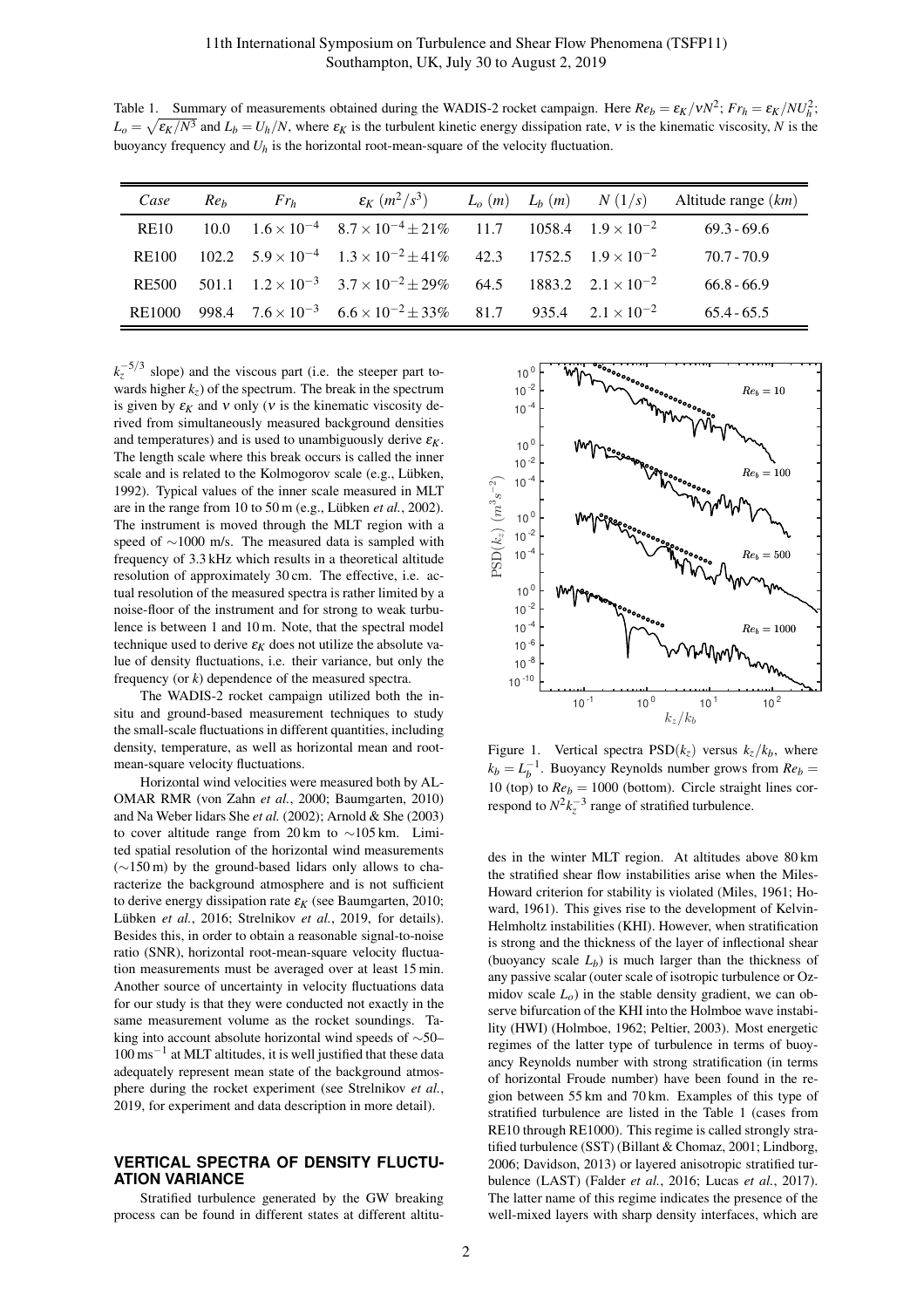Table 1. Summary of measurements obtained during the WADIS-2 rocket campaign. Here $Re_b = \varepsilon_K/\nu N^2$; $Fr_h = \varepsilon_K/NU_h^2$; $L_o = \sqrt{\varepsilon_K/N^3}$ and $L_b = U_h/N$, where $\varepsilon_K$ is the turbulent kinetic energy dissipation rate, $\nu$ is the kinematic viscosity, $N$ is the buoyancy frequency and $U_h$ is the horizontal root-mean-square of the velocity fluctuation.

| *Case* | $Re_b$ | $Fr_h$ | $\varepsilon_K$ $(m^2/s^3)$ | $L_o$ $(m)$ | $L_b$ $(m)$ | $N$ $(1/s)$ | Altitude range $(km)$ |
|---|---|---|---|---|---|---|---|
| RE10 | 10.0 | $1.6 \times 10^{-4}$ | $8.7 \times 10^{-4} \pm 21\%$ | 11.7 | 1058.4 | $1.9 \times 10^{-2}$ | 69.3 - 69.6 |
| RE100 | 102.2 | $5.9 \times 10^{-4}$ | $1.3 \times 10^{-2} \pm 41\%$ | 42.3 | 1752.5 | $1.9 \times 10^{-2}$ | 70.7 - 70.9 |
| RE500 | 501.1 | $1.2 \times 10^{-3}$ | $3.7 \times 10^{-2} \pm 29\%$ | 64.5 | 1883.2 | $2.1 \times 10^{-2}$ | 66.8 - 66.9 |
| RE1000 | 998.4 | $7.6 \times 10^{-3}$ | $6.6 \times 10^{-2} \pm 33\%$ | 81.7 | 935.4 | $2.1 \times 10^{-2}$ | 65.4 - 65.5 |

$k_z^{-5/3}$ slope) and the viscous part (i.e. the steeper part towards higher $k_z$) of the spectrum. The break in the spectrum is given by $\varepsilon_K$ and $\nu$ only ($\nu$ is the kinematic viscosity derived from simultaneously measured background densities and temperatures) and is used to unambiguously derive $\varepsilon_K$. The length scale where this break occurs is called the inner scale and is related to the Kolmogorov scale (e.g., Lübken, 1992). Typical values of the inner scale measured in MLT are in the range from 10 to 50 m (e.g., Lübken *et al.*, 2002). The instrument is moved through the MLT region with a speed of ∼1000 m/s. The measured data is sampled with frequency of 3.3 kHz which results in a theoretical altitude resolution of approximately 30 cm. The effective, i.e. actual resolution of the measured spectra is rather limited by a noise-floor of the instrument and for strong to weak turbulence is between 1 and 10 m. Note, that the spectral model technique used to derive $\varepsilon_K$ does not utilize the absolute value of density fluctuations, i.e. their variance, but only the frequency (or $k$) dependence of the measured spectra.

The WADIS-2 rocket campaign utilized both the in-situ and ground-based measurement techniques to study the small-scale fluctuations in different quantities, including density, temperature, as well as horizontal mean and root-mean-square velocity fluctuations.

Horizontal wind velocities were measured both by ALOMAR RMR (von Zahn *et al.*, 2000; Baumgarten, 2010) and Na Weber lidars She *et al.* (2002); Arnold & She (2003) to cover altitude range from 20 km to ∼105 km. Limited spatial resolution of the horizontal wind measurements (∼150 m) by the ground-based lidars only allows to characterize the background atmosphere and is not sufficient to derive energy dissipation rate $\varepsilon_K$ (see Baumgarten, 2010; Lübken *et al.*, 2016; Strelnikov *et al.*, 2019, for details). Besides this, in order to obtain a reasonable signal-to-noise ratio (SNR), horizontal root-mean-square velocity fluctuation measurements must be averaged over at least 15 min. Another source of uncertainty in velocity fluctuations data for our study is that they were conducted not exactly in the same measurement volume as the rocket soundings. Taking into account absolute horizontal wind speeds of ∼50–100 ms$^{-1}$ at MLT altitudes, it is well justified that these data adequately represent mean state of the background atmosphere during the rocket experiment (see Strelnikov *et al.*, 2019, for experiment and data description in more detail).

## VERTICAL SPECTRA OF DENSITY FLUCTUATION VARIANCE

Stratified turbulence generated by the GW breaking process can be found in different states at different altitudes in the winter MLT region. At altitudes above 80 km the stratified shear flow instabilities arise when the Miles-Howard criterion for stability is violated (Miles, 1961; Howard, 1961). This gives rise to the development of Kelvin-Helmholtz instabilities (KHI). However, when stratification is strong and the thickness of the layer of inflectional shear (buoyancy scale $L_b$) is much larger than the thickness of any passive scalar (outer scale of isotropic turbulence or Ozmidov scale $L_o$) in the stable density gradient, we can observe bifurcation of the KHI into the Holmboe wave instability (HWI) (Holmboe, 1962; Peltier, 2003). Most energetic regimes of the latter type of turbulence in terms of buoyancy Reynolds number with strong stratification (in terms of horizontal Froude number) have been found in the region between 55 km and 70 km. Examples of this type of stratified turbulence are listed in the Table 1 (cases from RE10 through RE1000). This regime is called strongly stratified turbulence (SST) (Billant & Chomaz, 2001; Lindborg, 2006; Davidson, 2013) or layered anisotropic stratified turbulence (LAST) (Falder *et al.*, 2016; Lucas *et al.*, 2017). The latter name of this regime indicates the presence of the well-mixed layers with sharp density interfaces, which are

Figure 1. Vertical spectra PSD($k_z$) versus $k_z/k_b$, where $k_b = L_b^{-1}$. Buoyancy Reynolds number grows from $Re_b = 10$ (top) to $Re_b = 1000$ (bottom). Circle straight lines correspond to $N^2 k_z^{-3}$ range of stratified turbulence.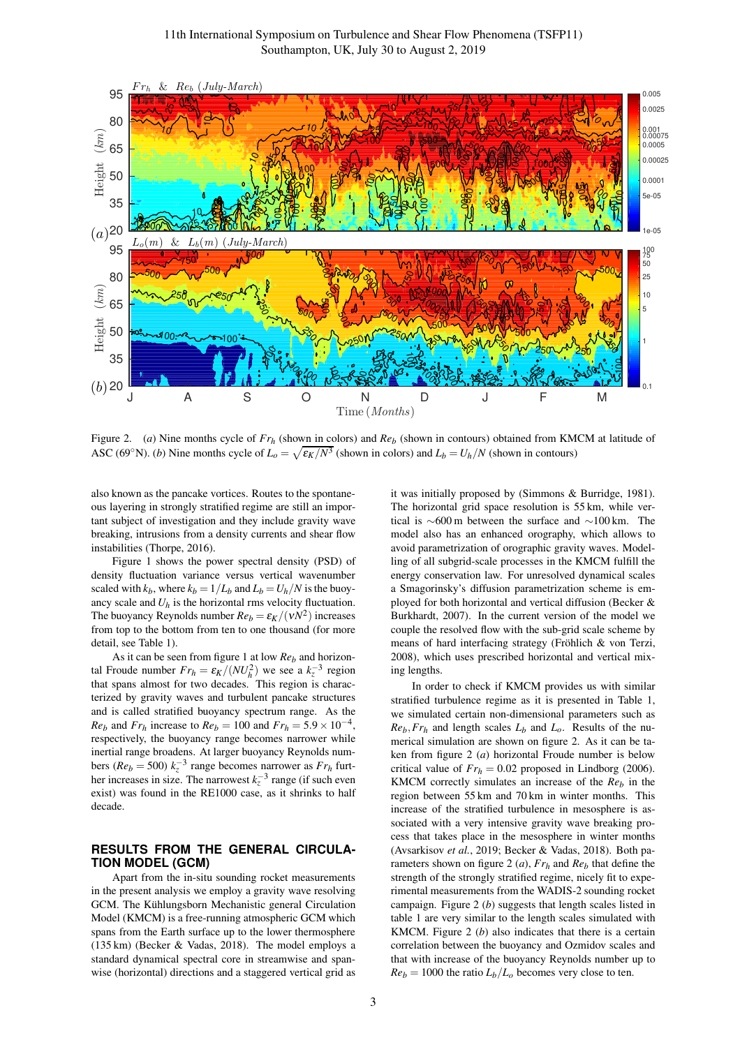Figure 2. (*a*) Nine months cycle of $Fr_h$ (shown in colors) and $Re_b$ (shown in contours) obtained from KMCM at latitude of ASC (69°N). (*b*) Nine months cycle of $L_o = \sqrt{\varepsilon_K/N^3}$ (shown in colors) and $L_b = U_h/N$ (shown in contours)

also known as the pancake vortices. Routes to the spontaneous layering in strongly stratified regime are still an important subject of investigation and they include gravity wave breaking, intrusions from a density currents and shear flow instabilities (Thorpe, 2016).

Figure 1 shows the power spectral density (PSD) of density fluctuation variance versus vertical wavenumber scaled with $k_b$, where $k_b = 1/L_b$ and $L_b = U_h/N$ is the buoyancy scale and $U_h$ is the horizontal rms velocity fluctuation. The buoyancy Reynolds number $Re_b = \varepsilon_K/(\nu N^2)$ increases from top to the bottom from ten to one thousand (for more detail, see Table 1).

As it can be seen from figure 1 at low $Re_b$ and horizontal Froude number $Fr_h = \varepsilon_K/(NU_h^2)$ we see a $k_z^{-3}$ region that spans almost for two decades. This region is characterized by gravity waves and turbulent pancake structures and is called stratified buoyancy spectrum range. As the $Re_b$ and $Fr_h$ increase to $Re_b = 100$ and $Fr_h = 5.9 \times 10^{-4}$, respectively, the buoyancy range becomes narrower while inertial range broadens. At larger buoyancy Reynolds numbers ($Re_b = 500$) $k_z^{-3}$ range becomes narrower as $Fr_h$ further increases in size. The narrowest $k_z^{-3}$ range (if such even exist) was found in the RE1000 case, as it shrinks to half decade.

## RESULTS FROM THE GENERAL CIRCULATION MODEL (GCM)

Apart from the in-situ sounding rocket measurements in the present analysis we employ a gravity wave resolving GCM. The Kühlungsborn Mechanistic general Circulation Model (KMCM) is a free-running atmospheric GCM which spans from the Earth surface up to the lower thermosphere (135 km) (Becker & Vadas, 2018). The model employs a standard dynamical spectral core in streamwise and spanwise (horizontal) directions and a staggered vertical grid as it was initially proposed by (Simmons & Burridge, 1981). The horizontal grid space resolution is 55 km, while vertical is ~600 m between the surface and ~100 km. The model also has an enhanced orography, which allows to avoid parametrization of orographic gravity waves. Modelling of all subgrid-scale processes in the KMCM fulfill the energy conservation law. For unresolved dynamical scales a Smagorinsky's diffusion parametrization scheme is employed for both horizontal and vertical diffusion (Becker & Burkhardt, 2007). In the current version of the model we couple the resolved flow with the sub-grid scale scheme by means of hard interfacing strategy (Fröhlich & von Terzi, 2008), which uses prescribed horizontal and vertical mixing lengths.

In order to check if KMCM provides us with similar stratified turbulence regime as it is presented in Table 1, we simulated certain non-dimensional parameters such as $Re_b$, $Fr_h$ and length scales $L_b$ and $L_o$. Results of the numerical simulation are shown on figure 2. As it can be taken from figure 2 (*a*) horizontal Froude number is below critical value of $Fr_h = 0.02$ proposed in Lindborg (2006). KMCM correctly simulates an increase of the $Re_b$ in the region between 55 km and 70 km in winter months. This increase of the stratified turbulence in mesosphere is associated with a very intensive gravity wave breaking process that takes place in the mesosphere in winter months (Avsarkisov *et al.*, 2019; Becker & Vadas, 2018). Both parameters shown on figure 2 (*a*), $Fr_h$ and $Re_b$ that define the strength of the strongly stratified regime, nicely fit to experimental measurements from the WADIS-2 sounding rocket campaign. Figure 2 (*b*) suggests that length scales listed in table 1 are very similar to the length scales simulated with KMCM. Figure 2 (*b*) also indicates that there is a certain correlation between the buoyancy and Ozmidov scales and that with increase of the buoyancy Reynolds number up to $Re_b = 1000$ the ratio $L_b/L_o$ becomes very close to ten.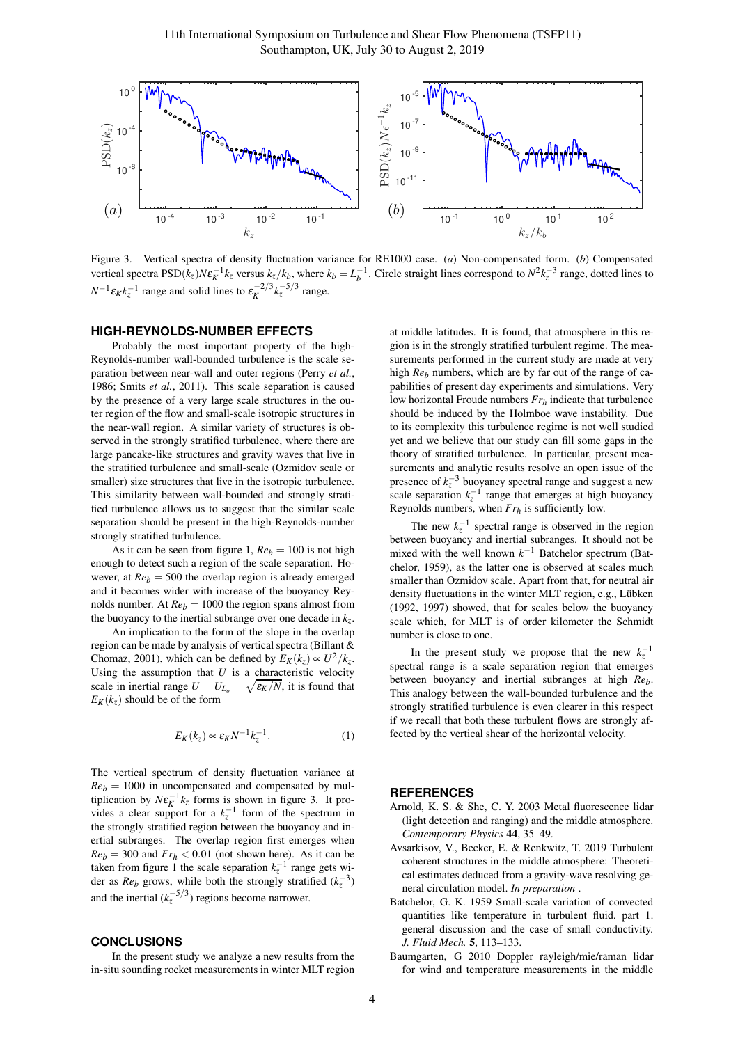Figure 3. Vertical spectra of density fluctuation variance for RE1000 case. (*a*) Non-compensated form. (*b*) Compensated vertical spectra $\mathrm{PSD}(k_z)N\varepsilon_K^{-1}k_z$ versus $k_z/k_b$, where $k_b = L_b^{-1}$. Circle straight lines correspond to $N^2k_z^{-3}$ range, dotted lines to $N^{-1}\varepsilon_K k_z^{-1}$ range and solid lines to $\varepsilon_K^{-2/3}k_z^{-5/3}$ range.

## HIGH-REYNOLDS-NUMBER EFFECTS

Probably the most important property of the high-Reynolds-number wall-bounded turbulence is the scale separation between near-wall and outer regions (Perry *et al.*, 1986; Smits *et al.*, 2011). This scale separation is caused by the presence of a very large scale structures in the outer region of the flow and small-scale isotropic structures in the near-wall region. A similar variety of structures is observed in the strongly stratified turbulence, where there are large pancake-like structures and gravity waves that live in the stratified turbulence and small-scale (Ozmidov scale or smaller) size structures that live in the isotropic turbulence. This similarity between wall-bounded and strongly stratified turbulence allows us to suggest that the similar scale separation should be present in the high-Reynolds-number strongly stratified turbulence.

As it can be seen from figure 1, $Re_b = 100$ is not high enough to detect such a region of the scale separation. However, at $Re_b = 500$ the overlap region is already emerged and it becomes wider with increase of the buoyancy Reynolds number. At $Re_b = 1000$ the region spans almost from the buoyancy to the inertial subrange over one decade in $k_z$.

An implication to the form of the slope in the overlap region can be made by analysis of vertical spectra (Billant & Chomaz, 2001), which can be defined by $E_K(k_z) \propto U^2/k_z$. Using the assumption that $U$ is a characteristic velocity scale in inertial range $U = U_{L_o} = \sqrt{\varepsilon_K/N}$, it is found that $E_K(k_z)$ should be of the form

$$E_K(k_z) \propto \varepsilon_K N^{-1} k_z^{-1}. \qquad (1)$$

The vertical spectrum of density fluctuation variance at $Re_b = 1000$ in uncompensated and compensated by multiplication by $N\varepsilon_K^{-1}k_z$ forms is shown in figure 3. It provides a clear support for a $k_z^{-1}$ form of the spectrum in the strongly stratified region between the buoyancy and inertial subranges. The overlap region first emerges when $Re_b = 300$ and $Fr_h < 0.01$ (not shown here). As it can be taken from figure 1 the scale separation $k_z^{-1}$ range gets wider as $Re_b$ grows, while both the strongly stratified ($k_z^{-3}$) and the inertial ($k_z^{-5/3}$) regions become narrower.

## CONCLUSIONS

In the present study we analyze a new results from the in-situ sounding rocket measurements in winter MLT region at middle latitudes. It is found, that atmosphere in this region is in the strongly stratified turbulent regime. The measurements performed in the current study are made at very high $Re_b$ numbers, which are by far out of the range of capabilities of present day experiments and simulations. Very low horizontal Froude numbers $Fr_h$ indicate that turbulence should be induced by the Holmboe wave instability. Due to its complexity this turbulence regime is not well studied yet and we believe that our study can fill some gaps in the theory of stratified turbulence. In particular, present measurements and analytic results resolve an open issue of the presence of $k_z^{-3}$ buoyancy spectral range and suggest a new scale separation $k_z^{-1}$ range that emerges at high buoyancy Reynolds numbers, when $Fr_h$ is sufficiently low.

The new $k_z^{-1}$ spectral range is observed in the region between buoyancy and inertial subranges. It should not be mixed with the well known $k^{-1}$ Batchelor spectrum (Batchelor, 1959), as the latter one is observed at scales much smaller than Ozmidov scale. Apart from that, for neutral air density fluctuations in the winter MLT region, e.g., Lübken (1992, 1997) showed, that for scales below the buoyancy scale which, for MLT is of order kilometer the Schmidt number is close to one.

In the present study we propose that the new $k_z^{-1}$ spectral range is a scale separation region that emerges between buoyancy and inertial subranges at high $Re_b$. This analogy between the wall-bounded turbulence and the strongly stratified turbulence is even clearer in this respect if we recall that both these turbulent flows are strongly affected by the vertical shear of the horizontal velocity.

## REFERENCES

Arnold, K. S. & She, C. Y. 2003 Metal fluorescence lidar (light detection and ranging) and the middle atmosphere. *Contemporary Physics* **44**, 35–49.

Avsarkisov, V., Becker, E. & Renkwitz, T. 2019 Turbulent coherent structures in the middle atmosphere: Theoretical estimates deduced from a gravity-wave resolving general circulation model. *In preparation* .

Batchelor, G. K. 1959 Small-scale variation of convected quantities like temperature in turbulent fluid. part 1. general discussion and the case of small conductivity. *J. Fluid Mech.* **5**, 113–133.

Baumgarten, G 2010 Doppler rayleigh/mie/raman lidar for wind and temperature measurements in the middle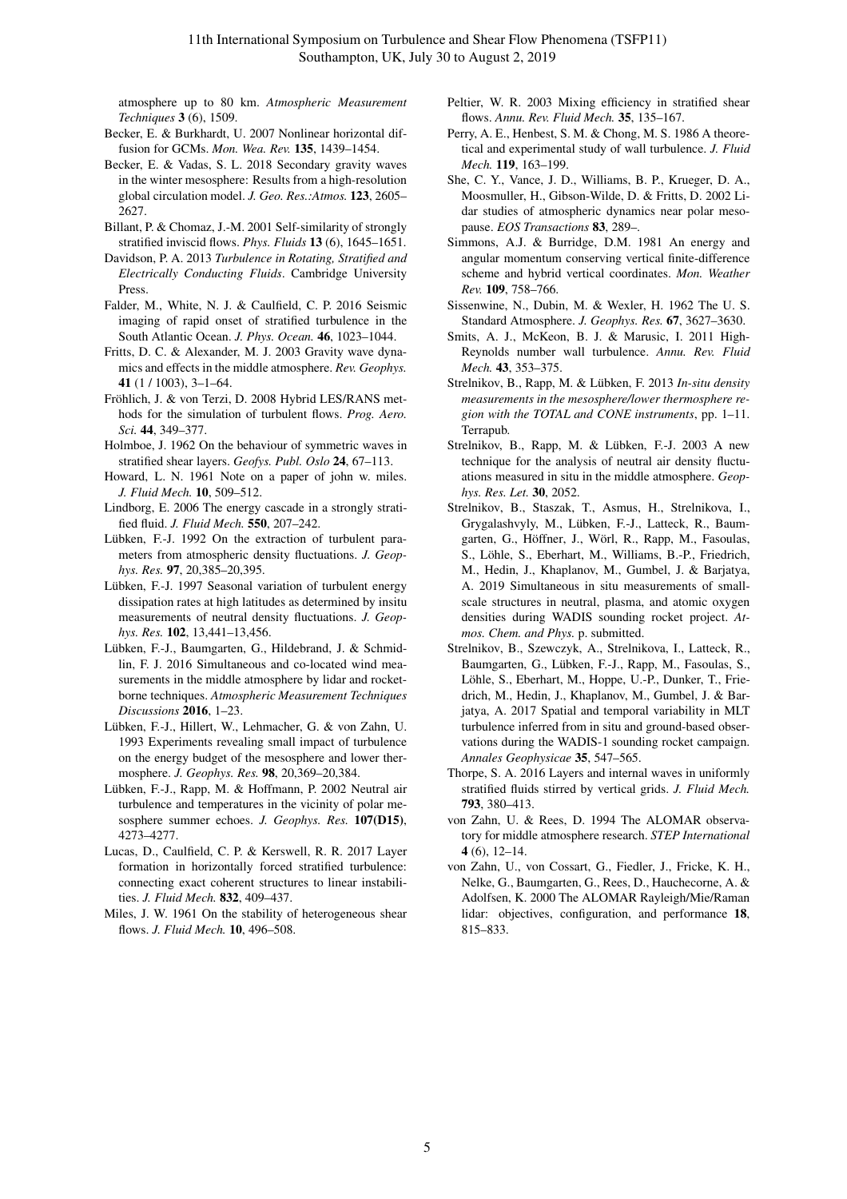atmosphere up to 80 km. *Atmospheric Measurement Techniques* **3** (6), 1509.

Becker, E. & Burkhardt, U. 2007 Nonlinear horizontal diffusion for GCMs. *Mon. Wea. Rev.* **135**, 1439–1454.

Becker, E. & Vadas, S. L. 2018 Secondary gravity waves in the winter mesosphere: Results from a high-resolution global circulation model. *J. Geo. Res.:Atmos.* **123**, 2605–2627.

Billant, P. & Chomaz, J.-M. 2001 Self-similarity of strongly stratified inviscid flows. *Phys. Fluids* **13** (6), 1645–1651.

Davidson, P. A. 2013 *Turbulence in Rotating, Stratified and Electrically Conducting Fluids*. Cambridge University Press.

Falder, M., White, N. J. & Caulfield, C. P. 2016 Seismic imaging of rapid onset of stratified turbulence in the South Atlantic Ocean. *J. Phys. Ocean.* **46**, 1023–1044.

Fritts, D. C. & Alexander, M. J. 2003 Gravity wave dynamics and effects in the middle atmosphere. *Rev. Geophys.* **41** (1 / 1003), 3–1–64.

Fröhlich, J. & von Terzi, D. 2008 Hybrid LES/RANS methods for the simulation of turbulent flows. *Prog. Aero. Sci.* **44**, 349–377.

Holmboe, J. 1962 On the behaviour of symmetric waves in stratified shear layers. *Geofys. Publ. Oslo* **24**, 67–113.

Howard, L. N. 1961 Note on a paper of john w. miles. *J. Fluid Mech.* **10**, 509–512.

Lindborg, E. 2006 The energy cascade in a strongly stratified fluid. *J. Fluid Mech.* **550**, 207–242.

Lübken, F.-J. 1992 On the extraction of turbulent parameters from atmospheric density fluctuations. *J. Geophys. Res.* **97**, 20,385–20,395.

Lübken, F.-J. 1997 Seasonal variation of turbulent energy dissipation rates at high latitudes as determined by insitu measurements of neutral density fluctuations. *J. Geophys. Res.* **102**, 13,441–13,456.

Lübken, F.-J., Baumgarten, G., Hildebrand, J. & Schmidlin, F. J. 2016 Simultaneous and co-located wind measurements in the middle atmosphere by lidar and rocket-borne techniques. *Atmospheric Measurement Techniques Discussions* **2016**, 1–23.

Lübken, F.-J., Hillert, W., Lehmacher, G. & von Zahn, U. 1993 Experiments revealing small impact of turbulence on the energy budget of the mesosphere and lower thermosphere. *J. Geophys. Res.* **98**, 20,369–20,384.

Lübken, F.-J., Rapp, M. & Hoffmann, P. 2002 Neutral air turbulence and temperatures in the vicinity of polar mesosphere summer echoes. *J. Geophys. Res.* **107(D15)**, 4273–4277.

Lucas, D., Caulfield, C. P. & Kerswell, R. R. 2017 Layer formation in horizontally forced stratified turbulence: connecting exact coherent structures to linear instabilities. *J. Fluid Mech.* **832**, 409–437.

Miles, J. W. 1961 On the stability of heterogeneous shear flows. *J. Fluid Mech.* **10**, 496–508.

Peltier, W. R. 2003 Mixing efficiency in stratified shear flows. *Annu. Rev. Fluid Mech.* **35**, 135–167.

Perry, A. E., Henbest, S. M. & Chong, M. S. 1986 A theoretical and experimental study of wall turbulence. *J. Fluid Mech.* **119**, 163–199.

She, C. Y., Vance, J. D., Williams, B. P., Krueger, D. A., Moosmuller, H., Gibson-Wilde, D. & Fritts, D. 2002 Lidar studies of atmospheric dynamics near polar mesopause. *EOS Transactions* **83**, 289–.

Simmons, A.J. & Burridge, D.M. 1981 An energy and angular momentum conserving vertical finite-difference scheme and hybrid vertical coordinates. *Mon. Weather Rev.* **109**, 758–766.

Sissenwine, N., Dubin, M. & Wexler, H. 1962 The U. S. Standard Atmosphere. *J. Geophys. Res.* **67**, 3627–3630.

Smits, A. J., McKeon, B. J. & Marusic, I. 2011 High-Reynolds number wall turbulence. *Annu. Rev. Fluid Mech.* **43**, 353–375.

Strelnikov, B., Rapp, M. & Lübken, F. 2013 *In-situ density measurements in the mesosphere/lower thermosphere region with the TOTAL and CONE instruments*, pp. 1–11. Terrapub.

Strelnikov, B., Rapp, M. & Lübken, F.-J. 2003 A new technique for the analysis of neutral air density fluctuations measured in situ in the middle atmosphere. *Geophys. Res. Let.* **30**, 2052.

Strelnikov, B., Staszak, T., Asmus, H., Strelnikova, I., Grygalashvyly, M., Lübken, F.-J., Latteck, R., Baumgarten, G., Höffner, J., Wörl, R., Rapp, M., Fasoulas, S., Löhle, S., Eberhart, M., Williams, B.-P., Friedrich, M., Hedin, J., Khaplanov, M., Gumbel, J. & Barjatya, A. 2019 Simultaneous in situ measurements of small-scale structures in neutral, plasma, and atomic oxygen densities during WADIS sounding rocket project. *Atmos. Chem. and Phys.* p. submitted.

Strelnikov, B., Szewczyk, A., Strelnikova, I., Latteck, R., Baumgarten, G., Lübken, F.-J., Rapp, M., Fasoulas, S., Löhle, S., Eberhart, M., Hoppe, U.-P., Dunker, T., Friedrich, M., Hedin, J., Khaplanov, M., Gumbel, J. & Barjatya, A. 2017 Spatial and temporal variability in MLT turbulence inferred from in situ and ground-based observations during the WADIS-1 sounding rocket campaign. *Annales Geophysicae* **35**, 547–565.

Thorpe, S. A. 2016 Layers and internal waves in uniformly stratified fluids stirred by vertical grids. *J. Fluid Mech.* **793**, 380–413.

von Zahn, U. & Rees, D. 1994 The ALOMAR observatory for middle atmosphere research. *STEP International* **4** (6), 12–14.

von Zahn, U., von Cossart, G., Fiedler, J., Fricke, K. H., Nelke, G., Baumgarten, G., Rees, D., Hauchecorne, A. & Adolfsen, K. 2000 The ALOMAR Rayleigh/Mie/Raman lidar: objectives, configuration, and performance **18**, 815–833.